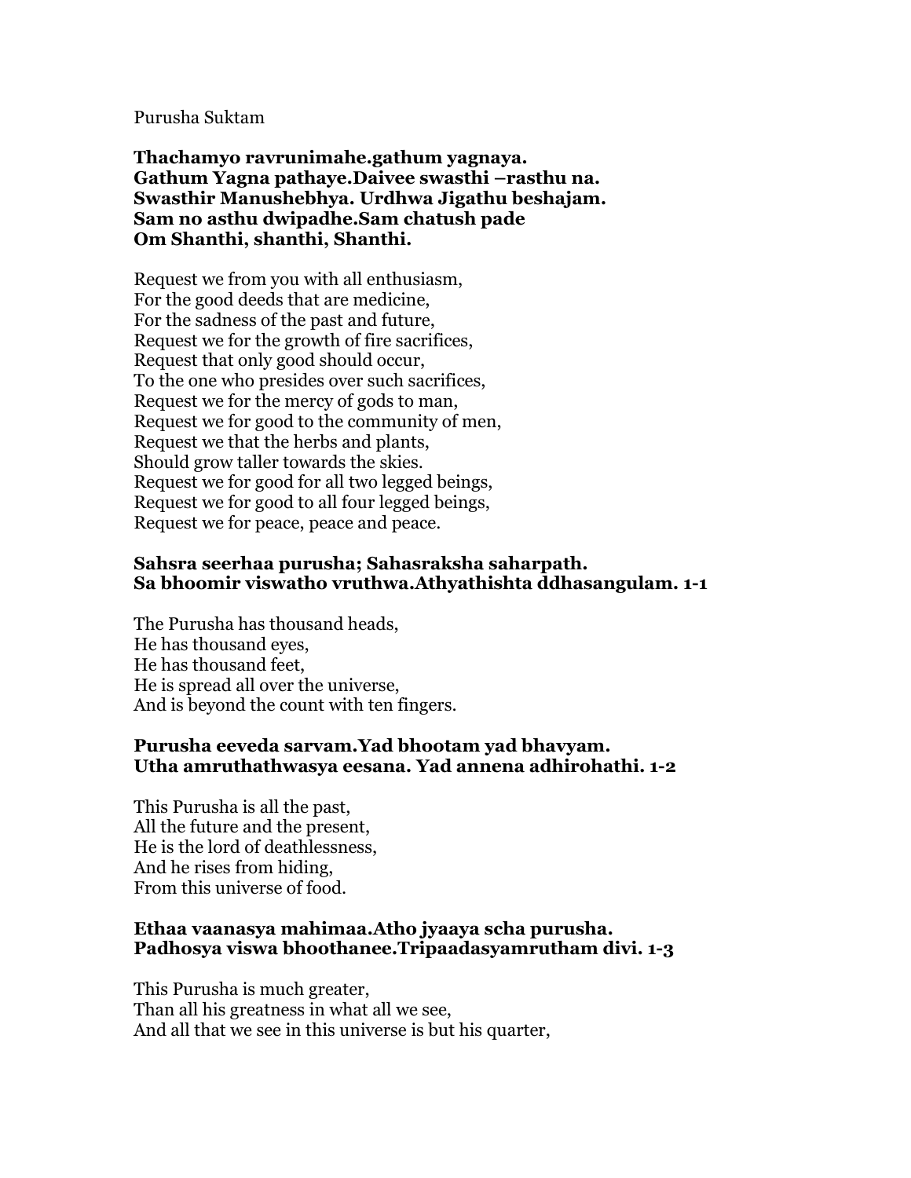Purusha Suktam

**Thachamyo ravrunimahe.gathum yagnaya.**
**Gathum Yagna pathaye.Daivee swasthi –rasthu na.**
**Swasthir Manushebhya. Urdhwa Jigathu beshajam.**
**Sam no asthu dwipadhe.Sam chatush pade**
**Om Shanthi, shanthi, Shanthi.**

Request we from you with all enthusiasm,
For the good deeds that are medicine,
For the sadness of the past and future,
Request we for the growth of fire sacrifices,
Request that only good should occur,
To the one who presides over such sacrifices,
Request we for the mercy of gods to man,
Request we for good to the community of men,
Request we that the herbs and plants,
Should grow taller towards the skies.
Request we for good for all two legged beings,
Request we for good to all four legged beings,
Request we for peace, peace and peace.

**Sahsra seerhaa purusha; Sahasraksha saharpath.**
**Sa bhoomir viswatho vruthwa.Athyathishta ddhasangulam. 1-1**

The Purusha has thousand heads,
He has thousand eyes,
He has thousand feet,
He is spread all over the universe,
And is beyond the count with ten fingers.

**Purusha eeveda sarvam.Yad bhootam yad bhavyam.**
**Utha amruthathwasya eesana. Yad annena adhirohathi. 1-2**

This Purusha is all the past,
All the future and the present,
He is the lord of deathlessness,
And he rises from hiding,
From this universe of food.

**Ethaa vaanasya mahimaa.Atho jyaaya scha purusha.**
**Padhosya viswa bhoothanee.Tripaadasyamrutham divi. 1-3**

This Purusha is much greater,
Than all his greatness in what all we see,
And all that we see in this universe is but his quarter,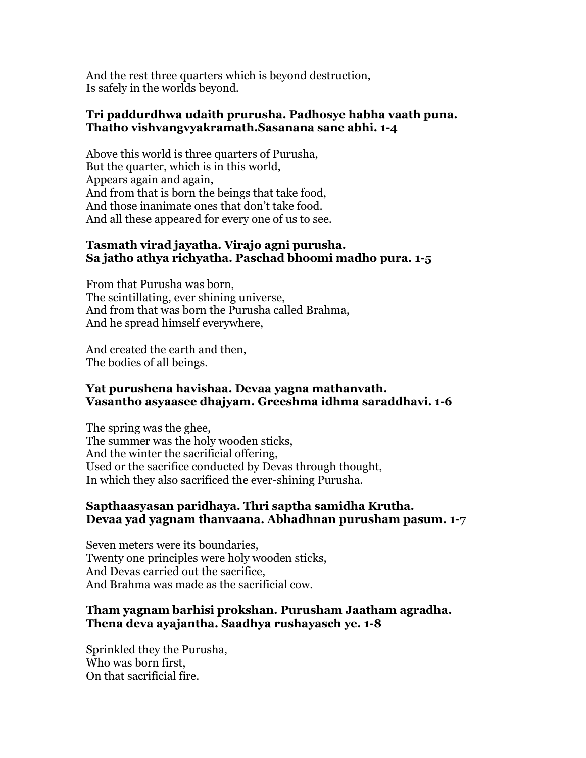And the rest three quarters which is beyond destruction,
Is safely in the worlds beyond.

**Tri paddurdhwa udaith prurusha. Padhosye habha vaath puna.**
**Thatho vishvangvyakramath.Sasanana sane abhi. 1-4**

Above this world is three quarters of Purusha,
But the quarter, which is in this world,
Appears again and again,
And from that is born the beings that take food,
And those inanimate ones that don't take food.
And all these appeared for every one of us to see.

**Tasmath virad jayatha. Virajo agni purusha.**
**Sa jatho athya richyatha. Paschad bhoomi madho pura. 1-5**

From that Purusha was born,
The scintillating, ever shining universe,
And from that was born the Purusha called Brahma,
And he spread himself everywhere,

And created the earth and then,
The bodies of all beings.

**Yat purushena havishaa. Devaa yagna mathanvath.**
**Vasantho asyaasee dhajyam. Greeshma idhma saraddhavi. 1-6**

The spring was the ghee,
The summer was the holy wooden sticks,
And the winter the sacrificial offering,
Used or the sacrifice conducted by Devas through thought,
In which they also sacrificed the ever-shining Purusha.

**Sapthaasyasan paridhaya. Thri saptha samidha Krutha.**
**Devaa yad yagnam thanvaana. Abhadhnan purusham pasum. 1-7**

Seven meters were its boundaries,
Twenty one principles were holy wooden sticks,
And Devas carried out the sacrifice,
And Brahma was made as the sacrificial cow.

**Tham yagnam barhisi prokshan. Purusham Jaatham agradha.**
**Thena deva ayajantha. Saadhya rushayasch ye. 1-8**

Sprinkled they the Purusha,
Who was born first,
On that sacrificial fire.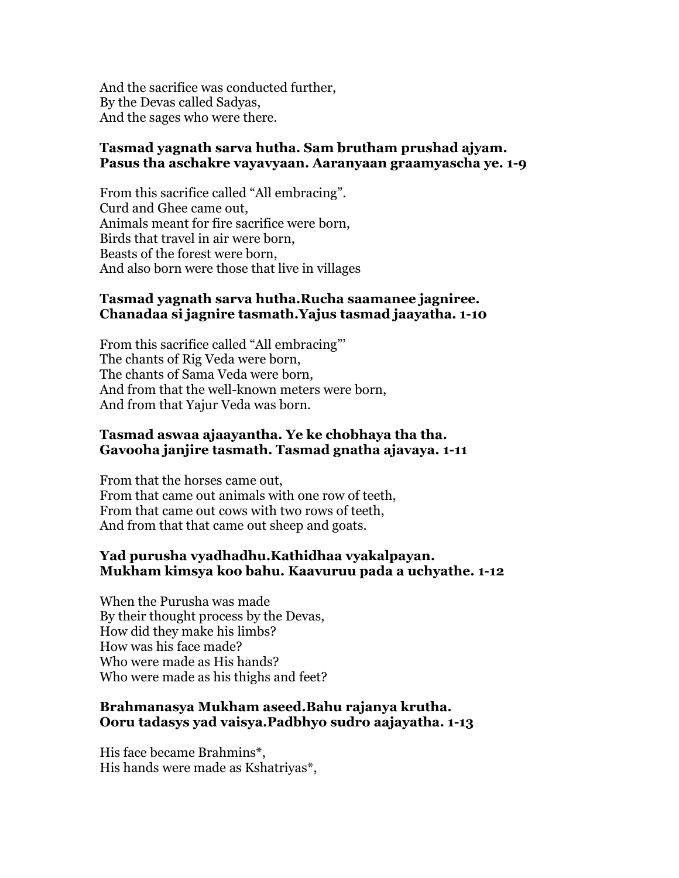And the sacrifice was conducted further,
By the Devas called Sadyas,
And the sages who were there.

**Tasmad yagnath sarva hutha. Sam brutham prushad ajyam.**
**Pasus tha aschakre vayavyaan. Aaranyaan graamyascha ye. 1-9**

From this sacrifice called "All embracing".
Curd and Ghee came out,
Animals meant for fire sacrifice were born,
Birds that travel in air were born,
Beasts of the forest were born,
And also born were those that live in villages

**Tasmad yagnath sarva hutha.Rucha saamanee jagniree.**
**Chanadaa si jagnire tasmath.Yajus tasmad jaayatha. 1-10**

From this sacrifice called "All embracing"'
The chants of Rig Veda were born,
The chants of Sama Veda were born,
And from that the well-known meters were born,
And from that Yajur Veda was born.

**Tasmad aswaa ajaayantha. Ye ke chobhaya tha tha.**
**Gavooha janjire tasmath. Tasmad gnatha ajavaya. 1-11**

From that the horses came out,
From that came out animals with one row of teeth,
From that came out cows with two rows of teeth,
And from that that came out sheep and goats.

**Yad purusha vyadhadhu.Kathidhaa vyakalpayan.**
**Mukham kimsya koo bahu. Kaavuruu pada a uchyathe. 1-12**

When the Purusha was made
By their thought process by the Devas,
How did they make his limbs?
How was his face made?
Who were made as His hands?
Who were made as his thighs and feet?

**Brahmanasya Mukham aseed.Bahu rajanya krutha.**
**Ooru tadasys yad vaisya.Padbhyo sudro aajayatha. 1-13**

His face became Brahmins*,
His hands were made as Kshatriyas*,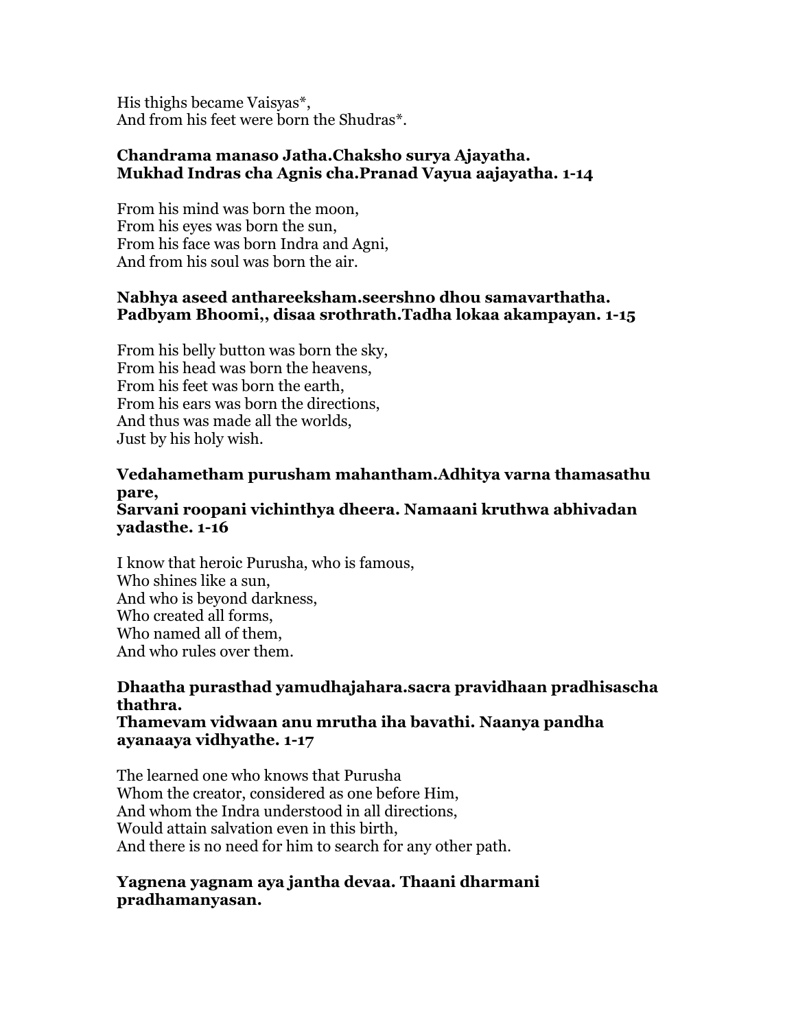His thighs became Vaisyas*,
And from his feet were born the Shudras*.

**Chandrama manaso Jatha.Chaksho surya Ajayatha.**
**Mukhad Indras cha Agnis cha.Pranad Vayua aajayatha. 1-14**

From his mind was born the moon,
From his eyes was born the sun,
From his face was born Indra and Agni,
And from his soul was born the air.

**Nabhya aseed anthareeksham.seershno dhou samavarthatha.**
**Padbyam Bhoomi,, disaa srothrath.Tadha lokaa akampayan. 1-15**

From his belly button was born the sky,
From his head was born the heavens,
From his feet was born the earth,
From his ears was born the directions,
And thus was made all the worlds,
Just by his holy wish.

**Vedahametham purusham mahantham.Adhitya varna thamasathu pare,**
**Sarvani roopani vichinthya dheera. Namaani kruthwa abhivadan yadasthe. 1-16**

I know that heroic Purusha, who is famous,
Who shines like a sun,
And who is beyond darkness,
Who created all forms,
Who named all of them,
And who rules over them.

**Dhaatha purasthad yamudhajahara.sacra pravidhaan pradhisascha thathra.**
**Thamevam vidwaan anu mrutha iha bavathi. Naanya pandha ayanaaya vidhyathe. 1-17**

The learned one who knows that Purusha
Whom the creator, considered as one before Him,
And whom the Indra understood in all directions,
Would attain salvation even in this birth,
And there is no need for him to search for any other path.

**Yagnena yagnam aya jantha devaa. Thaani dharmani pradhamanyasan.**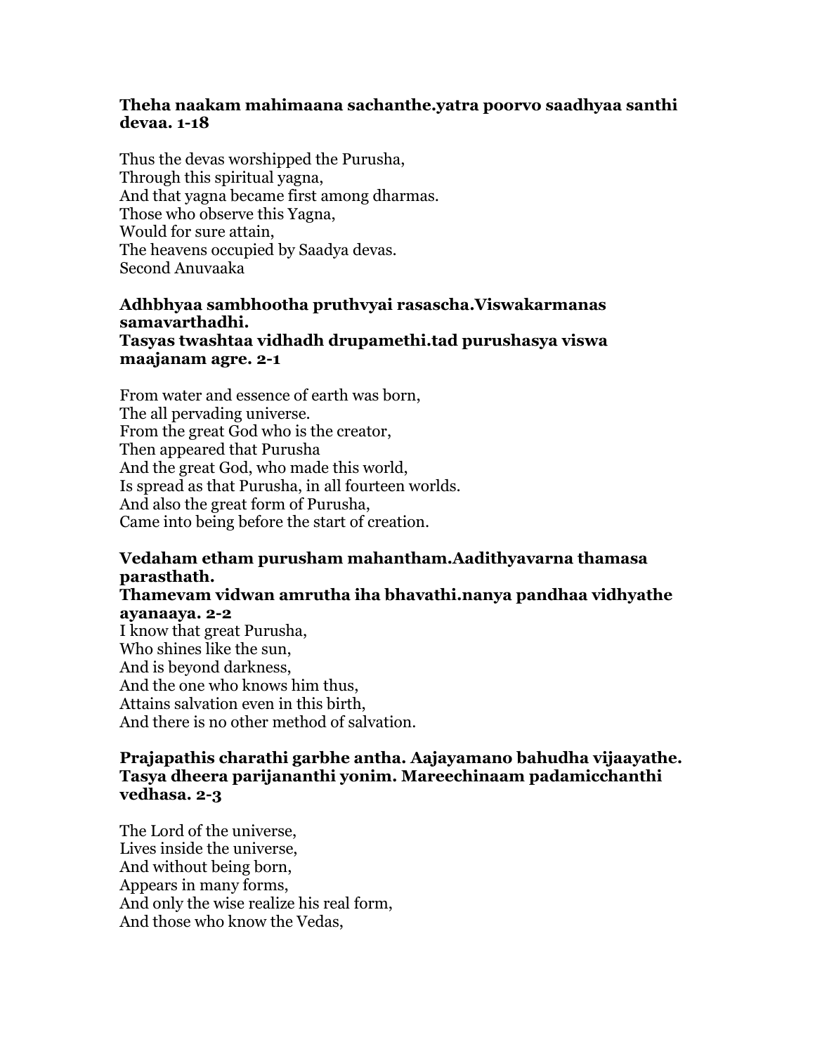**Theha naakam mahimaana sachanthe.yatra poorvo saadhyaa santhi devaa. 1-18**

Thus the devas worshipped the Purusha,
Through this spiritual yagna,
And that yagna became first among dharmas.
Those who observe this Yagna,
Would for sure attain,
The heavens occupied by Saadya devas.
Second Anuvaaka

**Adhbhyaa sambhootha pruthvyai rasascha.Viswakarmanas samavarthadhi.**
**Tasyas twashtaa vidhadh drupamethi.tad purushasya viswa maajanam agre. 2-1**

From water and essence of earth was born,
The all pervading universe.
From the great God who is the creator,
Then appeared that Purusha
And the great God, who made this world,
Is spread as that Purusha, in all fourteen worlds.
And also the great form of Purusha,
Came into being before the start of creation.

**Vedaham etham purusham mahantham.Aadithyavarna thamasa parasthath.**
**Thamevam vidwan amrutha iha bhavathi.nanya pandhaa vidhyathe ayanaaya. 2-2**

I know that great Purusha,
Who shines like the sun,
And is beyond darkness,
And the one who knows him thus,
Attains salvation even in this birth,
And there is no other method of salvation.

**Prajapathis charathi garbhe antha. Aajayamano bahudha vijaayathe. Tasya dheera parijananthi yonim. Mareechinaam padamicchanthi vedhasa. 2-3**

The Lord of the universe,
Lives inside the universe,
And without being born,
Appears in many forms,
And only the wise realize his real form,
And those who know the Vedas,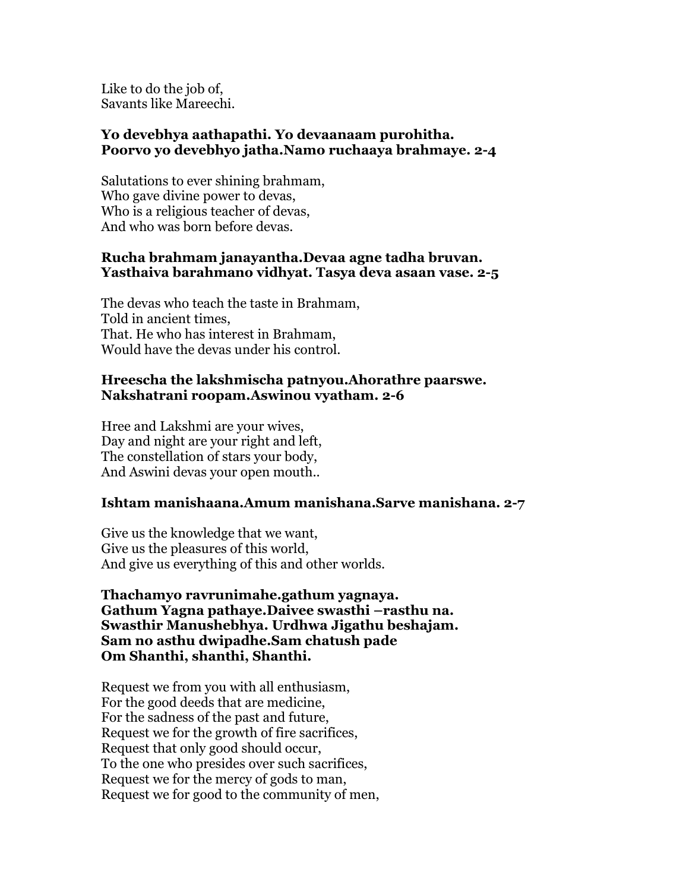Like to do the job of,
Savants like Mareechi.

**Yo devebhya aathapathi. Yo devaanaam purohitha.
Poorvo yo devebhyo jatha.Namo ruchaaya brahmaye. 2-4**

Salutations to ever shining brahmam,
Who gave divine power to devas,
Who is a religious teacher of devas,
And who was born before devas.

**Rucha brahmam janayantha.Devaa agne tadha bruvan.
Yasthaiva barahmano vidhyat. Tasya deva asaan vase. 2-5**

The devas who teach the taste in Brahmam,
Told in ancient times,
That. He who has interest in Brahmam,
Would have the devas under his control.

**Hreescha the lakshmischa patnyou.Ahorathre paarswe.
Nakshatrani roopam.Aswinou vyatham. 2-6**

Hree and Lakshmi are your wives,
Day and night are your right and left,
The constellation of stars your body,
And Aswini devas your open mouth..

**Ishtam manishaana.Amum manishana.Sarve manishana. 2-7**

Give us the knowledge that we want,
Give us the pleasures of this world,
And give us everything of this and other worlds.

**Thachamyo ravrunimahe.gathum yagnaya.
Gathum Yagna pathaye.Daivee swasthi –rasthu na.
Swasthir Manushebhya. Urdhwa Jigathu beshajam.
Sam no asthu dwipadhe.Sam chatush pade
Om Shanthi, shanthi, Shanthi.**

Request we from you with all enthusiasm,
For the good deeds that are medicine,
For the sadness of the past and future,
Request we for the growth of fire sacrifices,
Request that only good should occur,
To the one who presides over such sacrifices,
Request we for the mercy of gods to man,
Request we for good to the community of men,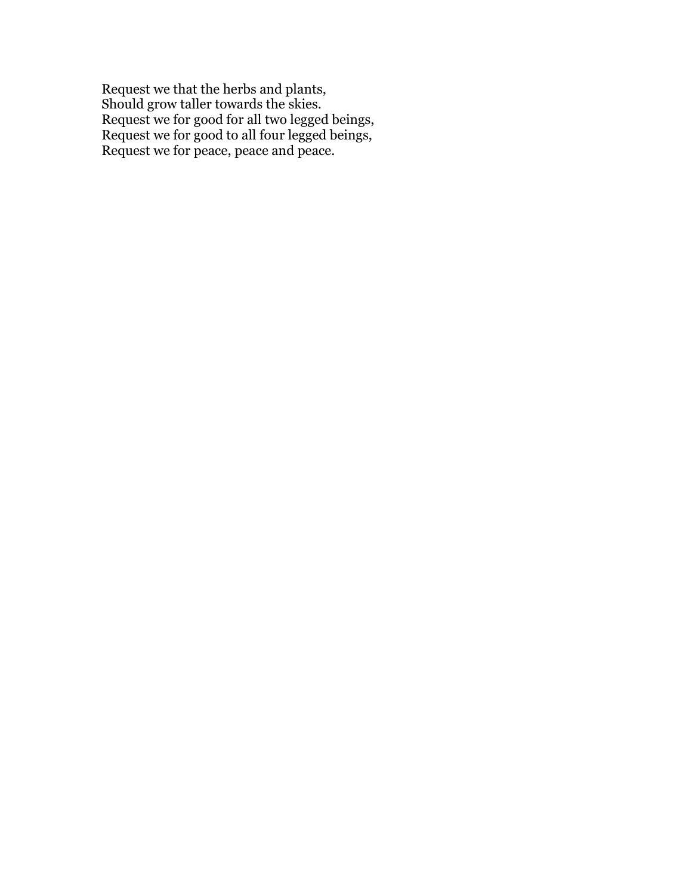Request we that the herbs and plants,  
Should grow taller towards the skies.  
Request we for good for all two legged beings,  
Request we for good to all four legged beings,  
Request we for peace, peace and peace.